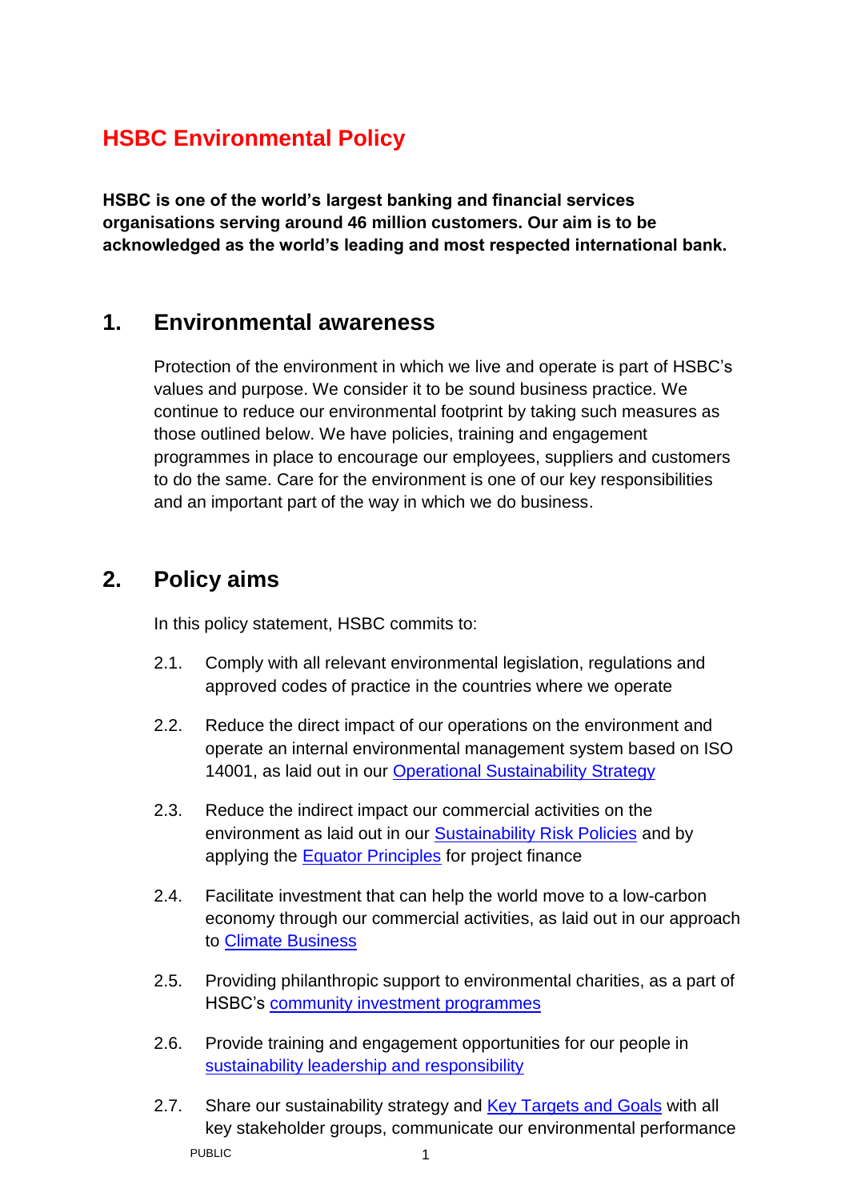# HSBC Environmental Policy

**HSBC is one of the world's largest banking and financial services organisations serving around 46 million customers. Our aim is to be acknowledged as the world's leading and most respected international bank.**

## 1. Environmental awareness

Protection of the environment in which we live and operate is part of HSBC's values and purpose. We consider it to be sound business practice. We continue to reduce our environmental footprint by taking such measures as those outlined below. We have policies, training and engagement programmes in place to encourage our employees, suppliers and customers to do the same. Care for the environment is one of our key responsibilities and an important part of the way in which we do business.

## 2. Policy aims

In this policy statement, HSBC commits to:

2.1. Comply with all relevant environmental legislation, regulations and approved codes of practice in the countries where we operate

2.2. Reduce the direct impact of our operations on the environment and operate an internal environmental management system based on ISO 14001, as laid out in our Operational Sustainability Strategy

2.3. Reduce the indirect impact our commercial activities on the environment as laid out in our Sustainability Risk Policies and by applying the Equator Principles for project finance

2.4. Facilitate investment that can help the world move to a low-carbon economy through our commercial activities, as laid out in our approach to Climate Business

2.5. Providing philanthropic support to environmental charities, as a part of HSBC's community investment programmes

2.6. Provide training and engagement opportunities for our people in sustainability leadership and responsibility

2.7. Share our sustainability strategy and Key Targets and Goals with all key stakeholder groups, communicate our environmental performance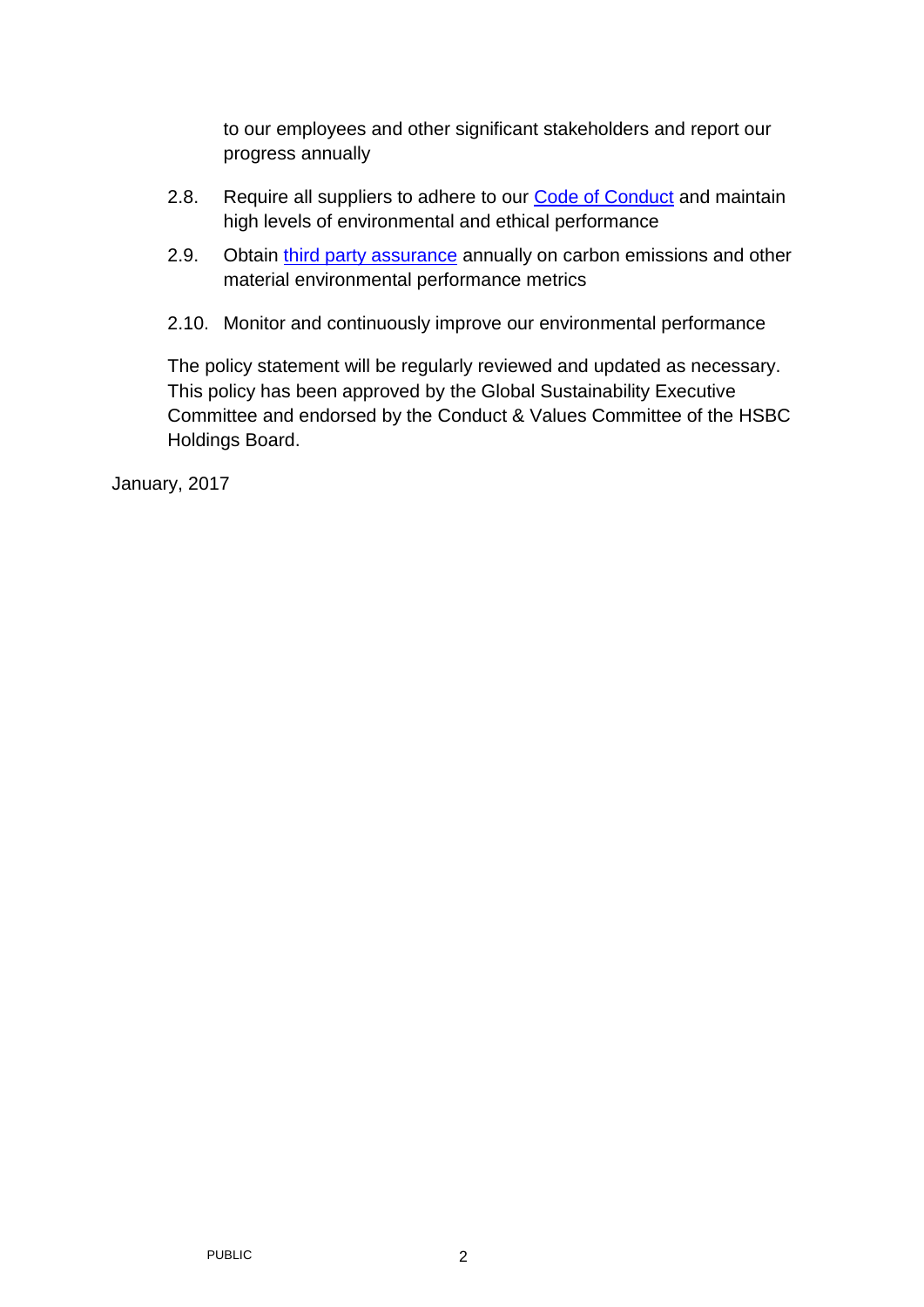to our employees and other significant stakeholders and report our progress annually

2.8. Require all suppliers to adhere to our Code of Conduct and maintain high levels of environmental and ethical performance

2.9. Obtain third party assurance annually on carbon emissions and other material environmental performance metrics

2.10. Monitor and continuously improve our environmental performance

The policy statement will be regularly reviewed and updated as necessary. This policy has been approved by the Global Sustainability Executive Committee and endorsed by the Conduct & Values Committee of the HSBC Holdings Board.

January, 2017

PUBLIC